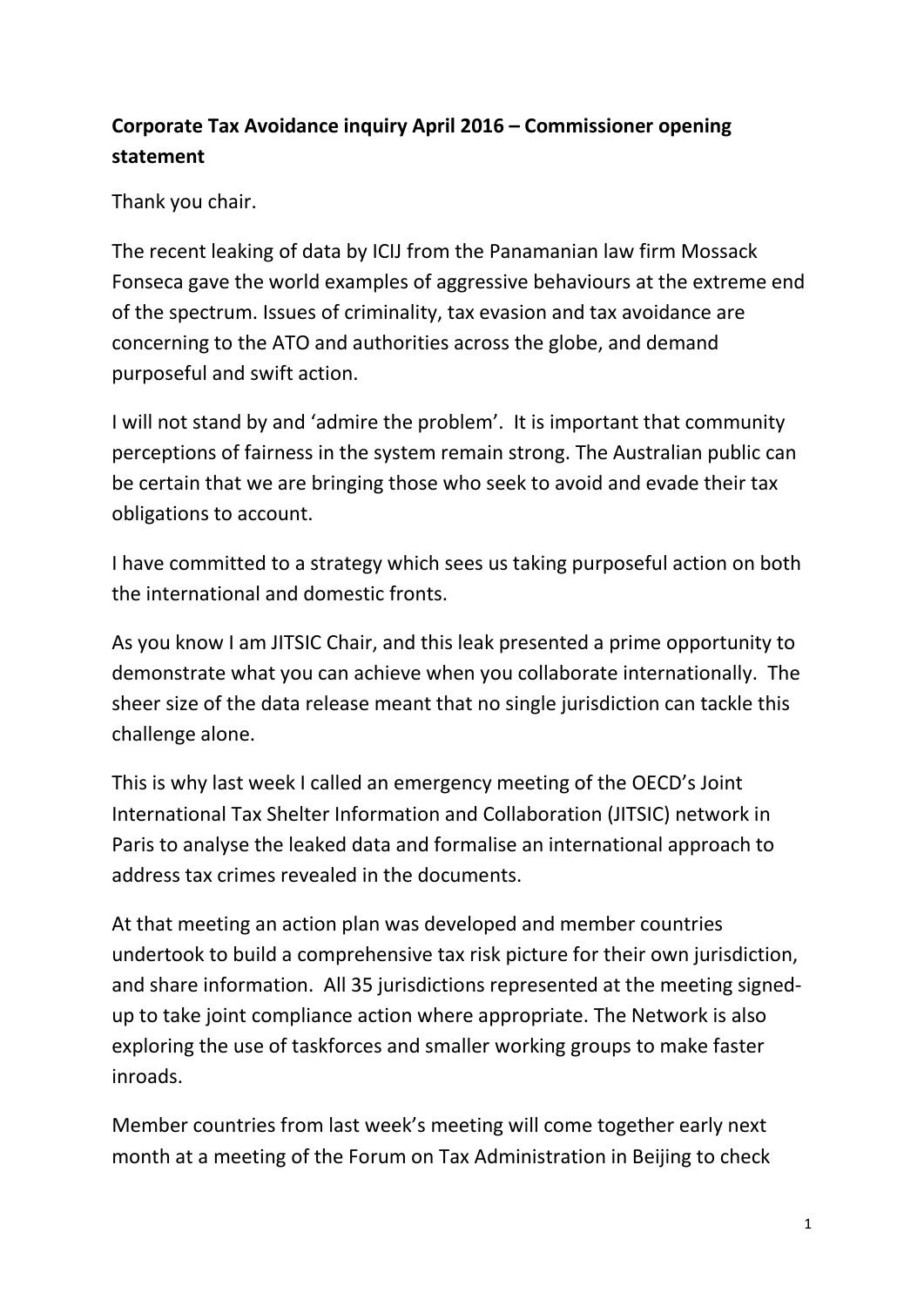**Corporate Tax Avoidance inquiry April 2016 – Commissioner opening statement**

Thank you chair.

The recent leaking of data by ICIJ from the Panamanian law firm Mossack Fonseca gave the world examples of aggressive behaviours at the extreme end of the spectrum. Issues of criminality, tax evasion and tax avoidance are concerning to the ATO and authorities across the globe, and demand purposeful and swift action.

I will not stand by and 'admire the problem'. It is important that community perceptions of fairness in the system remain strong. The Australian public can be certain that we are bringing those who seek to avoid and evade their tax obligations to account.

I have committed to a strategy which sees us taking purposeful action on both the international and domestic fronts.

As you know I am JITSIC Chair, and this leak presented a prime opportunity to demonstrate what you can achieve when you collaborate internationally. The sheer size of the data release meant that no single jurisdiction can tackle this challenge alone.

This is why last week I called an emergency meeting of the OECD's Joint International Tax Shelter Information and Collaboration (JITSIC) network in Paris to analyse the leaked data and formalise an international approach to address tax crimes revealed in the documents.

At that meeting an action plan was developed and member countries undertook to build a comprehensive tax risk picture for their own jurisdiction, and share information. All 35 jurisdictions represented at the meeting signed-up to take joint compliance action where appropriate. The Network is also exploring the use of taskforces and smaller working groups to make faster inroads.

Member countries from last week's meeting will come together early next month at a meeting of the Forum on Tax Administration in Beijing to check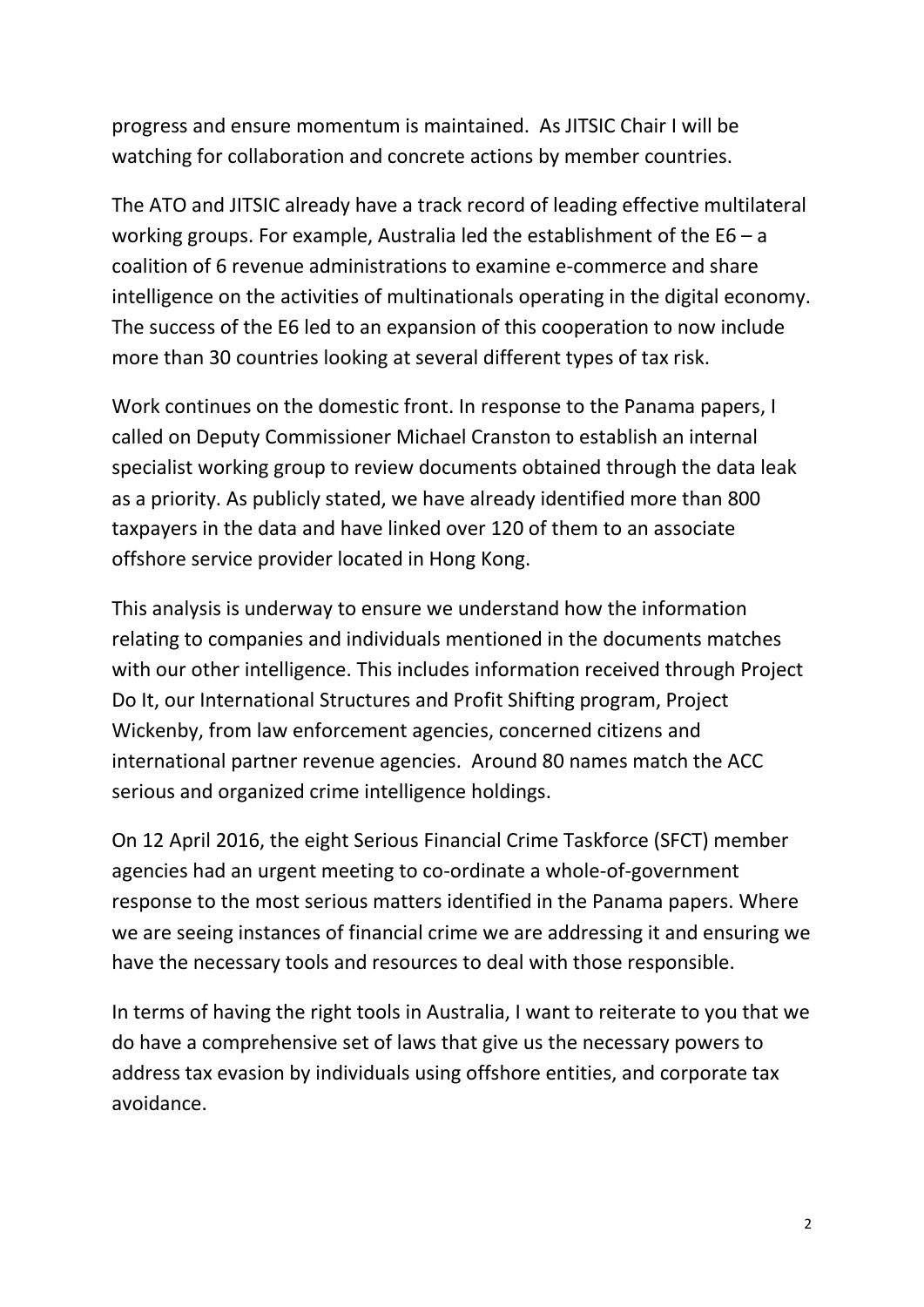progress and ensure momentum is maintained. As JITSIC Chair I will be watching for collaboration and concrete actions by member countries.

The ATO and JITSIC already have a track record of leading effective multilateral working groups. For example, Australia led the establishment of the E6 – a coalition of 6 revenue administrations to examine e-commerce and share intelligence on the activities of multinationals operating in the digital economy. The success of the E6 led to an expansion of this cooperation to now include more than 30 countries looking at several different types of tax risk.

Work continues on the domestic front. In response to the Panama papers, I called on Deputy Commissioner Michael Cranston to establish an internal specialist working group to review documents obtained through the data leak as a priority. As publicly stated, we have already identified more than 800 taxpayers in the data and have linked over 120 of them to an associate offshore service provider located in Hong Kong.

This analysis is underway to ensure we understand how the information relating to companies and individuals mentioned in the documents matches with our other intelligence. This includes information received through Project Do It, our International Structures and Profit Shifting program, Project Wickenby, from law enforcement agencies, concerned citizens and international partner revenue agencies. Around 80 names match the ACC serious and organized crime intelligence holdings.

On 12 April 2016, the eight Serious Financial Crime Taskforce (SFCT) member agencies had an urgent meeting to co-ordinate a whole-of-government response to the most serious matters identified in the Panama papers. Where we are seeing instances of financial crime we are addressing it and ensuring we have the necessary tools and resources to deal with those responsible.

In terms of having the right tools in Australia, I want to reiterate to you that we do have a comprehensive set of laws that give us the necessary powers to address tax evasion by individuals using offshore entities, and corporate tax avoidance.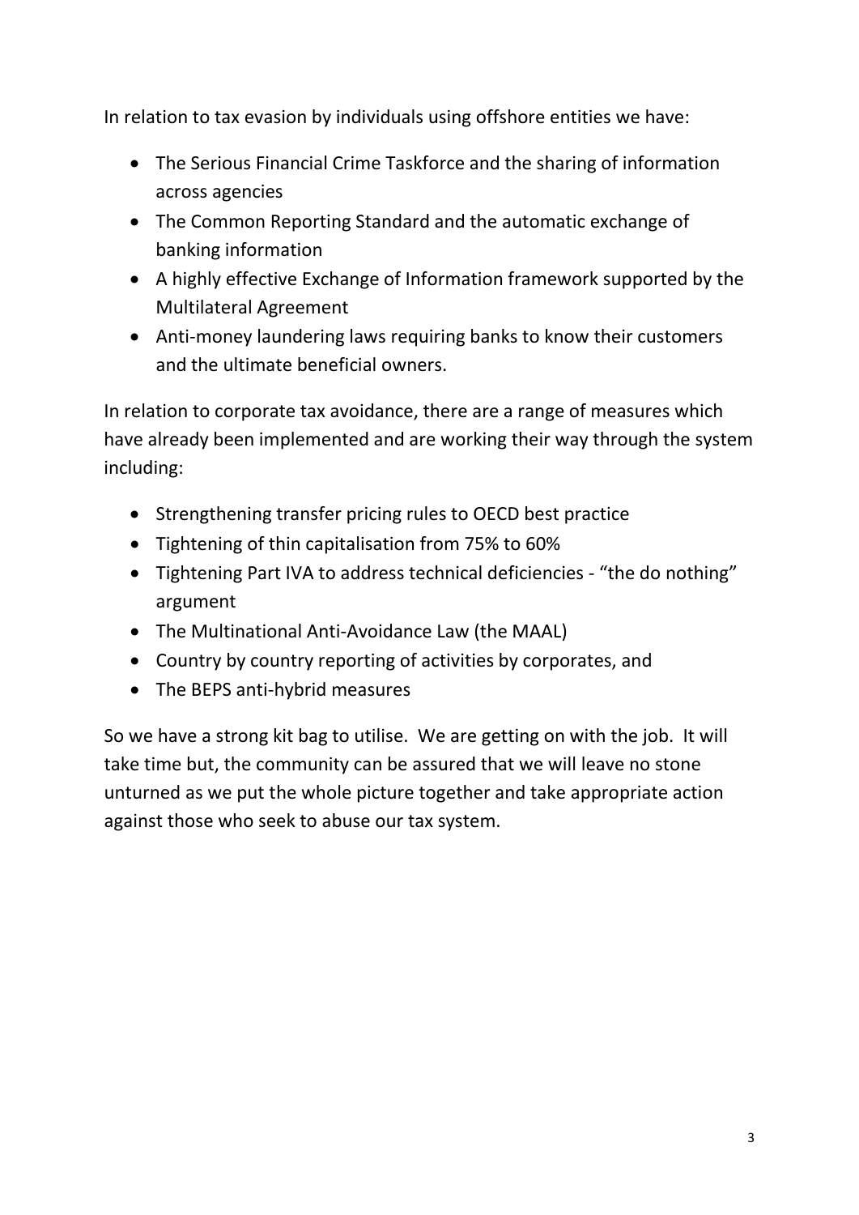In relation to tax evasion by individuals using offshore entities we have:

- The Serious Financial Crime Taskforce and the sharing of information across agencies
- The Common Reporting Standard and the automatic exchange of banking information
- A highly effective Exchange of Information framework supported by the Multilateral Agreement
- Anti-money laundering laws requiring banks to know their customers and the ultimate beneficial owners.

In relation to corporate tax avoidance, there are a range of measures which have already been implemented and are working their way through the system including:

- Strengthening transfer pricing rules to OECD best practice
- Tightening of thin capitalisation from 75% to 60%
- Tightening Part IVA to address technical deficiencies - "the do nothing" argument
- The Multinational Anti-Avoidance Law (the MAAL)
- Country by country reporting of activities by corporates, and
- The BEPS anti-hybrid measures

So we have a strong kit bag to utilise. We are getting on with the job. It will take time but, the community can be assured that we will leave no stone unturned as we put the whole picture together and take appropriate action against those who seek to abuse our tax system.